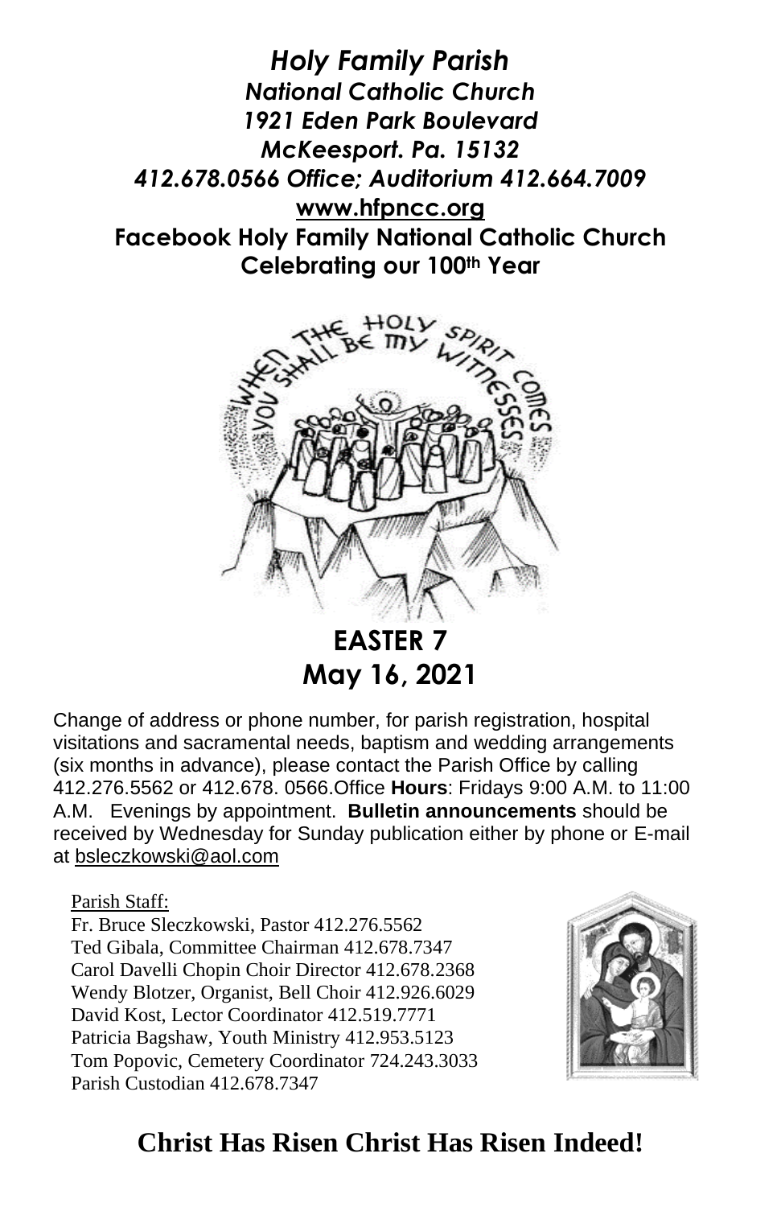***Holy Family Parish***
***National Catholic Church***
***1921 Eden Park Boulevard***
***McKeesport. Pa. 15132***
***412.678.0566 Office; Auditorium 412.664.7009***
**www.hfpncc.org**
**Facebook Holy Family National Catholic Church**
**Celebrating our 100th Year**

# EASTER 7
## May 16, 2021

Change of address or phone number, for parish registration, hospital visitations and sacramental needs, baptism and wedding arrangements (six months in advance), please contact the Parish Office by calling 412.276.5562 or 412.678. 0566.Office **Hours**: Fridays 9:00 A.M. to 11:00 A.M. Evenings by appointment. **Bulletin announcements** should be received by Wednesday for Sunday publication either by phone or E-mail at bsleczkowski@aol.com

Parish Staff:
Fr. Bruce Sleczkowski, Pastor 412.276.5562
Ted Gibala, Committee Chairman 412.678.7347
Carol Davelli Chopin Choir Director 412.678.2368
Wendy Blotzer, Organist, Bell Choir 412.926.6029
David Kost, Lector Coordinator 412.519.7771
Patricia Bagshaw, Youth Ministry 412.953.5123
Tom Popovic, Cemetery Coordinator 724.243.3033
Parish Custodian 412.678.7347

**Christ Has Risen Christ Has Risen Indeed!**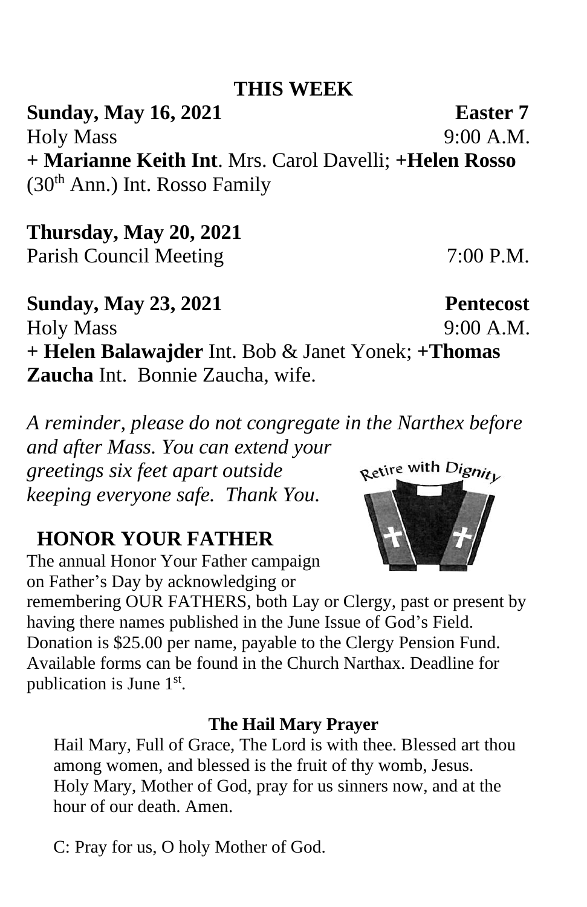## THIS WEEK

**Sunday, May 16, 2021** **Easter 7**
Holy Mass 9:00 A.M.
**+ Marianne Keith Int**. Mrs. Carol Davelli; **+Helen Rosso** (30th Ann.) Int. Rosso Family

**Thursday, May 20, 2021**
Parish Council Meeting 7:00 P.M.

**Sunday, May 23, 2021** **Pentecost**
Holy Mass 9:00 A.M.
**+ Helen Balawajder** Int. Bob & Janet Yonek; **+Thomas Zaucha** Int. Bonnie Zaucha, wife.

*A reminder, please do not congregate in the Narthex before and after Mass. You can extend your greetings six feet apart outside keeping everyone safe. Thank You.*

Retire with Dignity

## HONOR YOUR FATHER

The annual Honor Your Father campaign on Father's Day by acknowledging or remembering OUR FATHERS, both Lay or Clergy, past or present by having there names published in the June Issue of God's Field. Donation is $25.00 per name, payable to the Clergy Pension Fund. Available forms can be found in the Church Narthax. Deadline for publication is June 1st.

### The Hail Mary Prayer

Hail Mary, Full of Grace, The Lord is with thee. Blessed art thou among women, and blessed is the fruit of thy womb, Jesus. Holy Mary, Mother of God, pray for us sinners now, and at the hour of our death. Amen.

C: Pray for us, O holy Mother of God.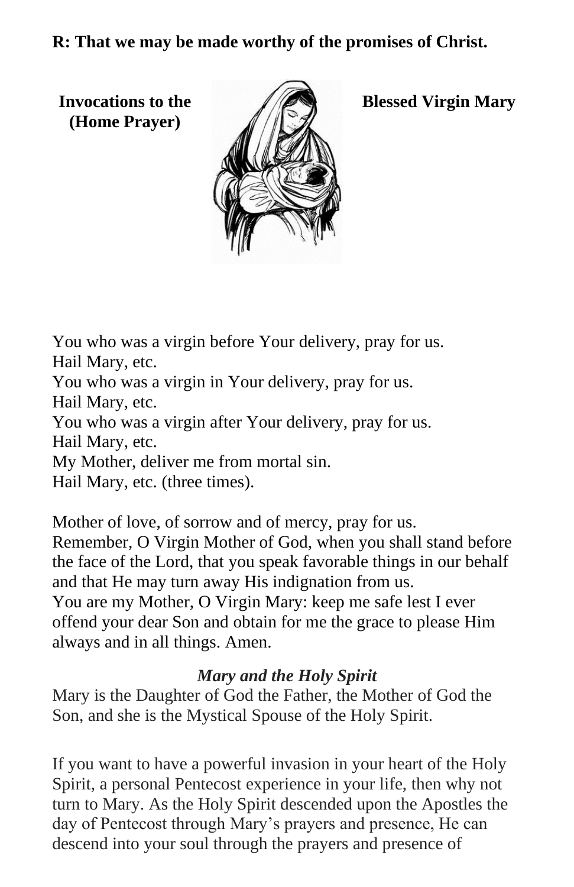**R: That we may be made worthy of the promises of Christ.**

## Invocations to the Blessed Virgin Mary (Home Prayer)

You who was a virgin before Your delivery, pray for us.
Hail Mary, etc.
You who was a virgin in Your delivery, pray for us.
Hail Mary, etc.
You who was a virgin after Your delivery, pray for us.
Hail Mary, etc.
My Mother, deliver me from mortal sin.
Hail Mary, etc. (three times).

Mother of love, of sorrow and of mercy, pray for us.
Remember, O Virgin Mother of God, when you shall stand before the face of the Lord, that you speak favorable things in our behalf and that He may turn away His indignation from us.
You are my Mother, O Virgin Mary: keep me safe lest I ever offend your dear Son and obtain for me the grace to please Him always and in all things. Amen.

### *Mary and the Holy Spirit*

Mary is the Daughter of God the Father, the Mother of God the Son, and she is the Mystical Spouse of the Holy Spirit.

If you want to have a powerful invasion in your heart of the Holy Spirit, a personal Pentecost experience in your life, then why not turn to Mary. As the Holy Spirit descended upon the Apostles the day of Pentecost through Mary's prayers and presence, He can descend into your soul through the prayers and presence of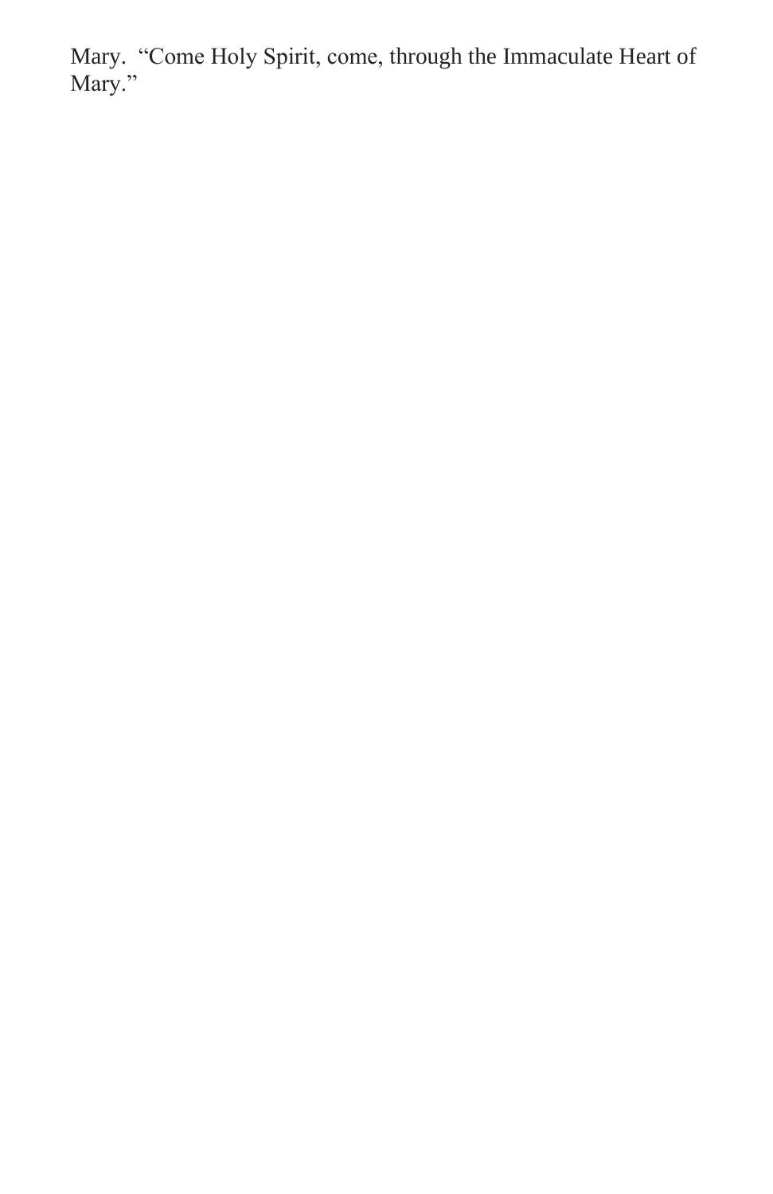Mary. “Come Holy Spirit, come, through the Immaculate Heart of Mary.”